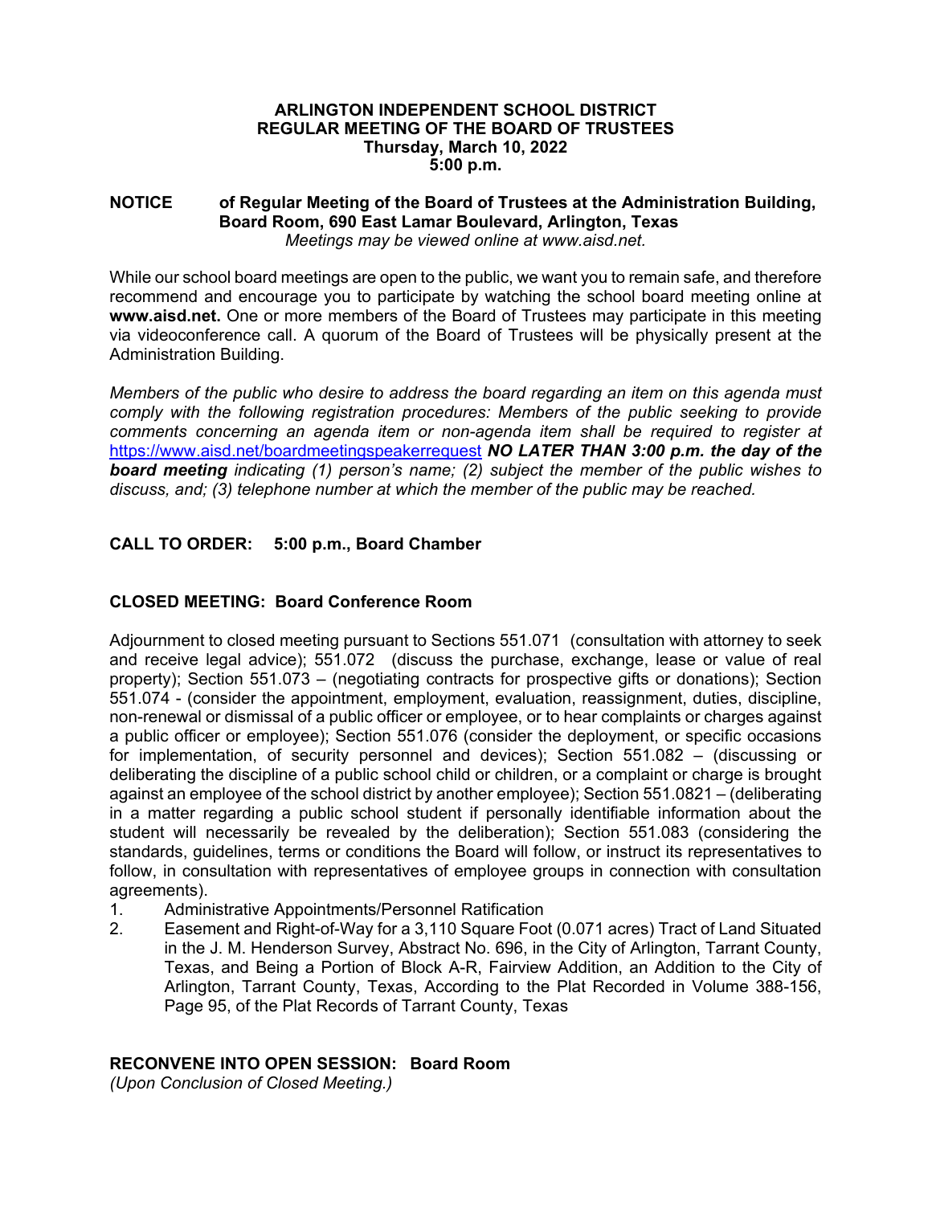**ARLINGTON INDEPENDENT SCHOOL DISTRICT**
**REGULAR MEETING OF THE BOARD OF TRUSTEES**
**Thursday, March 10, 2022**
**5:00 p.m.**

**NOTICE of Regular Meeting of the Board of Trustees at the Administration Building, Board Room, 690 East Lamar Boulevard, Arlington, Texas**
*Meetings may be viewed online at www.aisd.net.*

While our school board meetings are open to the public, we want you to remain safe, and therefore recommend and encourage you to participate by watching the school board meeting online at **www.aisd.net.** One or more members of the Board of Trustees may participate in this meeting via videoconference call. A quorum of the Board of Trustees will be physically present at the Administration Building.

*Members of the public who desire to address the board regarding an item on this agenda must comply with the following registration procedures: Members of the public seeking to provide comments concerning an agenda item or non-agenda item shall be required to register at* https://www.aisd.net/boardmeetingspeakerrequest ***NO LATER THAN 3:00 p.m. the day of the board meeting*** *indicating (1) person's name; (2) subject the member of the public wishes to discuss, and; (3) telephone number at which the member of the public may be reached.*

**CALL TO ORDER: 5:00 p.m., Board Chamber**

**CLOSED MEETING: Board Conference Room**

Adjournment to closed meeting pursuant to Sections 551.071 (consultation with attorney to seek and receive legal advice); 551.072 (discuss the purchase, exchange, lease or value of real property); Section 551.073 – (negotiating contracts for prospective gifts or donations); Section 551.074 - (consider the appointment, employment, evaluation, reassignment, duties, discipline, non-renewal or dismissal of a public officer or employee, or to hear complaints or charges against a public officer or employee); Section 551.076 (consider the deployment, or specific occasions for implementation, of security personnel and devices); Section 551.082 – (discussing or deliberating the discipline of a public school child or children, or a complaint or charge is brought against an employee of the school district by another employee); Section 551.0821 – (deliberating in a matter regarding a public school student if personally identifiable information about the student will necessarily be revealed by the deliberation); Section 551.083 (considering the standards, guidelines, terms or conditions the Board will follow, or instruct its representatives to follow, in consultation with representatives of employee groups in connection with consultation agreements).

1. Administrative Appointments/Personnel Ratification
2. Easement and Right-of-Way for a 3,110 Square Foot (0.071 acres) Tract of Land Situated in the J. M. Henderson Survey, Abstract No. 696, in the City of Arlington, Tarrant County, Texas, and Being a Portion of Block A-R, Fairview Addition, an Addition to the City of Arlington, Tarrant County, Texas, According to the Plat Recorded in Volume 388-156, Page 95, of the Plat Records of Tarrant County, Texas

**RECONVENE INTO OPEN SESSION: Board Room**
*(Upon Conclusion of Closed Meeting.)*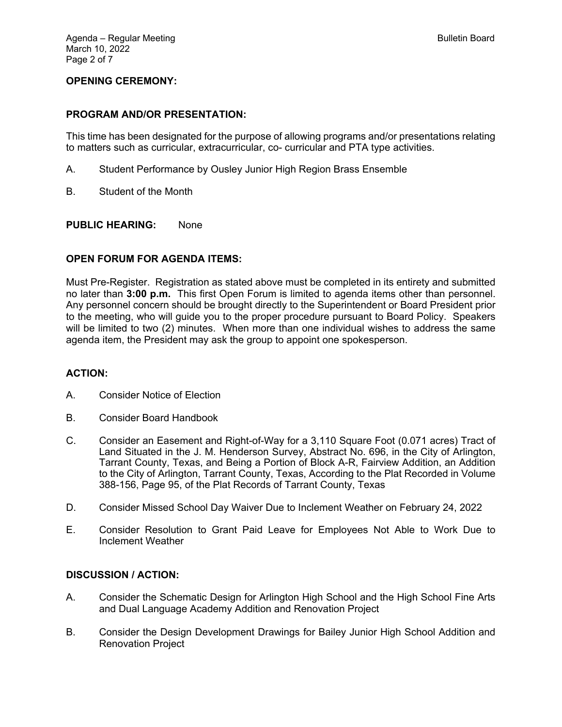**OPENING CEREMONY:**

**PROGRAM AND/OR PRESENTATION:**

This time has been designated for the purpose of allowing programs and/or presentations relating to matters such as curricular, extracurricular, co- curricular and PTA type activities.

A. Student Performance by Ousley Junior High Region Brass Ensemble

B. Student of the Month

**PUBLIC HEARING:** None

**OPEN FORUM FOR AGENDA ITEMS:**

Must Pre-Register. Registration as stated above must be completed in its entirety and submitted no later than **3:00 p.m.** This first Open Forum is limited to agenda items other than personnel. Any personnel concern should be brought directly to the Superintendent or Board President prior to the meeting, who will guide you to the proper procedure pursuant to Board Policy. Speakers will be limited to two (2) minutes. When more than one individual wishes to address the same agenda item, the President may ask the group to appoint one spokesperson.

**ACTION:**

A. Consider Notice of Election

B. Consider Board Handbook

C. Consider an Easement and Right-of-Way for a 3,110 Square Foot (0.071 acres) Tract of Land Situated in the J. M. Henderson Survey, Abstract No. 696, in the City of Arlington, Tarrant County, Texas, and Being a Portion of Block A-R, Fairview Addition, an Addition to the City of Arlington, Tarrant County, Texas, According to the Plat Recorded in Volume 388-156, Page 95, of the Plat Records of Tarrant County, Texas

D. Consider Missed School Day Waiver Due to Inclement Weather on February 24, 2022

E. Consider Resolution to Grant Paid Leave for Employees Not Able to Work Due to Inclement Weather

**DISCUSSION / ACTION:**

A. Consider the Schematic Design for Arlington High School and the High School Fine Arts and Dual Language Academy Addition and Renovation Project

B. Consider the Design Development Drawings for Bailey Junior High School Addition and Renovation Project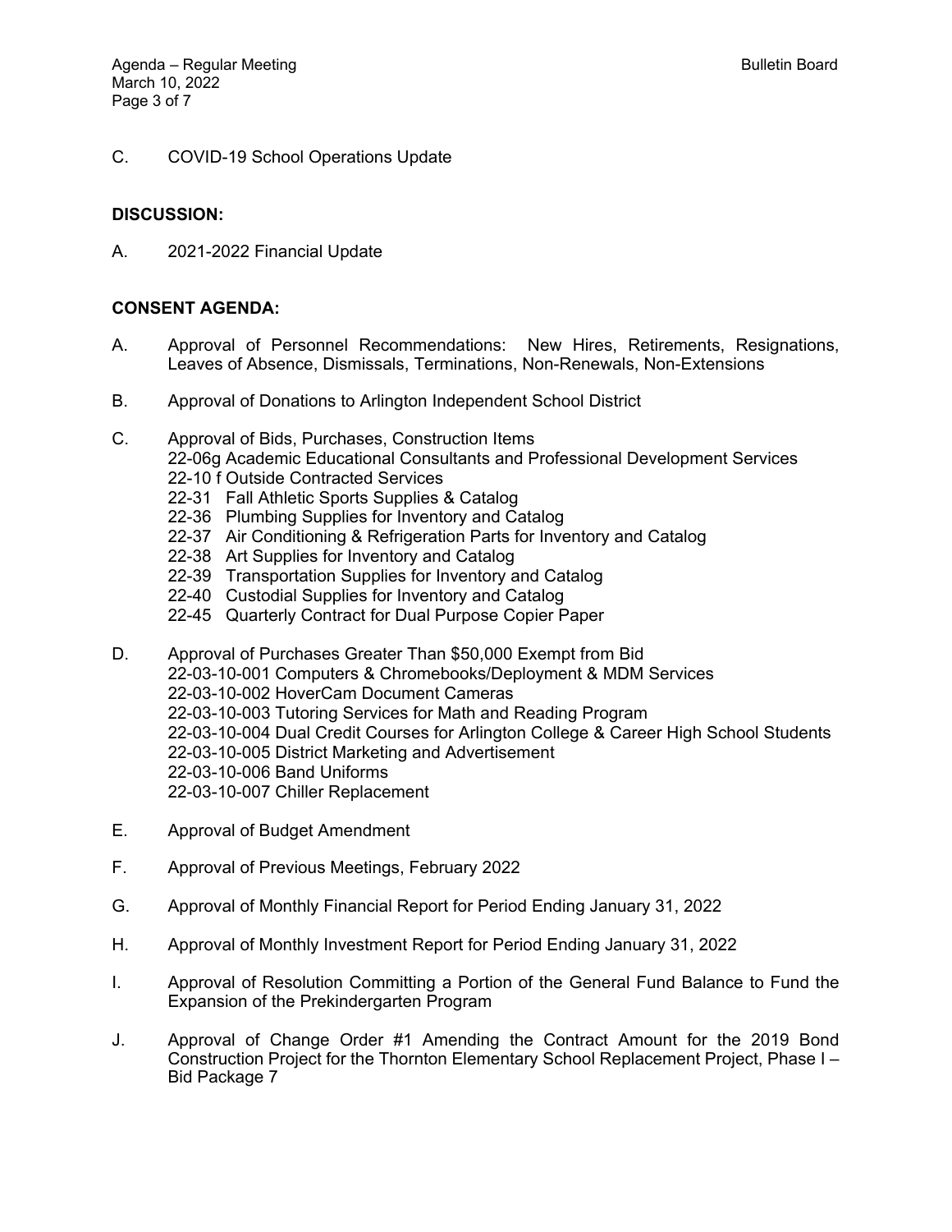C. COVID-19 School Operations Update

**DISCUSSION:**

A. 2021-2022 Financial Update

**CONSENT AGENDA:**

A. Approval of Personnel Recommendations: New Hires, Retirements, Resignations, Leaves of Absence, Dismissals, Terminations, Non-Renewals, Non-Extensions

B. Approval of Donations to Arlington Independent School District

C. Approval of Bids, Purchases, Construction Items
   - 22-06g Academic Educational Consultants and Professional Development Services
   - 22-10 f Outside Contracted Services
   - 22-31 Fall Athletic Sports Supplies & Catalog
   - 22-36 Plumbing Supplies for Inventory and Catalog
   - 22-37 Air Conditioning & Refrigeration Parts for Inventory and Catalog
   - 22-38 Art Supplies for Inventory and Catalog
   - 22-39 Transportation Supplies for Inventory and Catalog
   - 22-40 Custodial Supplies for Inventory and Catalog
   - 22-45 Quarterly Contract for Dual Purpose Copier Paper

D. Approval of Purchases Greater Than $50,000 Exempt from Bid
   - 22-03-10-001 Computers & Chromebooks/Deployment & MDM Services
   - 22-03-10-002 HoverCam Document Cameras
   - 22-03-10-003 Tutoring Services for Math and Reading Program
   - 22-03-10-004 Dual Credit Courses for Arlington College & Career High School Students
   - 22-03-10-005 District Marketing and Advertisement
   - 22-03-10-006 Band Uniforms
   - 22-03-10-007 Chiller Replacement

E. Approval of Budget Amendment

F. Approval of Previous Meetings, February 2022

G. Approval of Monthly Financial Report for Period Ending January 31, 2022

H. Approval of Monthly Investment Report for Period Ending January 31, 2022

I. Approval of Resolution Committing a Portion of the General Fund Balance to Fund the Expansion of the Prekindergarten Program

J. Approval of Change Order #1 Amending the Contract Amount for the 2019 Bond Construction Project for the Thornton Elementary School Replacement Project, Phase I – Bid Package 7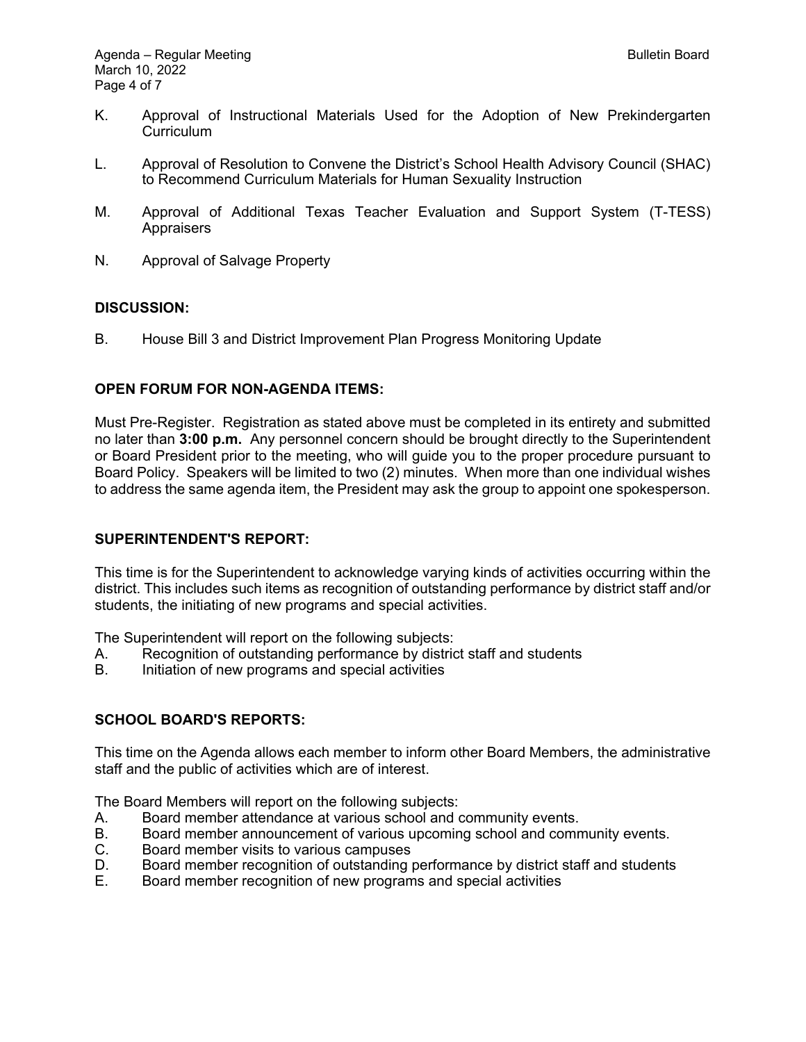K. Approval of Instructional Materials Used for the Adoption of New Prekindergarten Curriculum

L. Approval of Resolution to Convene the District's School Health Advisory Council (SHAC) to Recommend Curriculum Materials for Human Sexuality Instruction

M. Approval of Additional Texas Teacher Evaluation and Support System (T-TESS) Appraisers

N. Approval of Salvage Property

**DISCUSSION:**

B. House Bill 3 and District Improvement Plan Progress Monitoring Update

**OPEN FORUM FOR NON-AGENDA ITEMS:**

Must Pre-Register. Registration as stated above must be completed in its entirety and submitted no later than **3:00 p.m.** Any personnel concern should be brought directly to the Superintendent or Board President prior to the meeting, who will guide you to the proper procedure pursuant to Board Policy. Speakers will be limited to two (2) minutes. When more than one individual wishes to address the same agenda item, the President may ask the group to appoint one spokesperson.

**SUPERINTENDENT'S REPORT:**

This time is for the Superintendent to acknowledge varying kinds of activities occurring within the district. This includes such items as recognition of outstanding performance by district staff and/or students, the initiating of new programs and special activities.

The Superintendent will report on the following subjects:

A. Recognition of outstanding performance by district staff and students
B. Initiation of new programs and special activities

**SCHOOL BOARD'S REPORTS:**

This time on the Agenda allows each member to inform other Board Members, the administrative staff and the public of activities which are of interest.

The Board Members will report on the following subjects:

A. Board member attendance at various school and community events.
B. Board member announcement of various upcoming school and community events.
C. Board member visits to various campuses
D. Board member recognition of outstanding performance by district staff and students
E. Board member recognition of new programs and special activities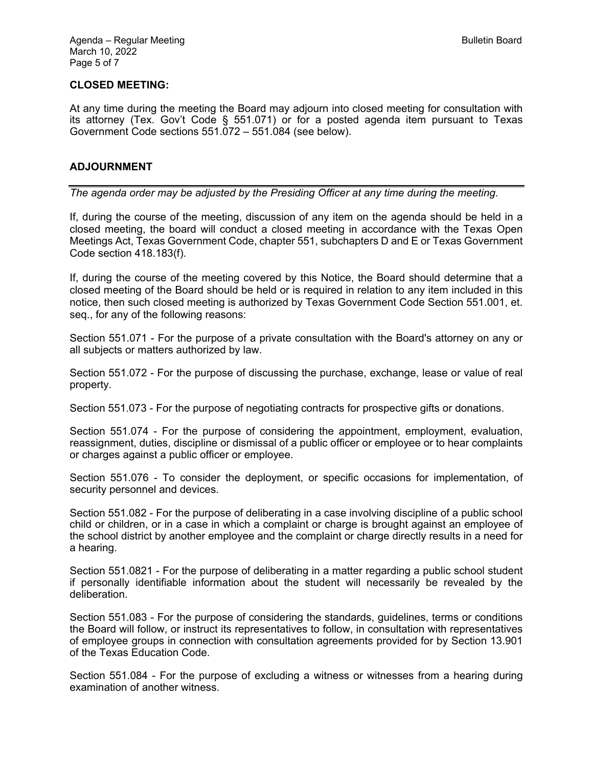**CLOSED MEETING:**

At any time during the meeting the Board may adjourn into closed meeting for consultation with its attorney (Tex. Gov't Code § 551.071) or for a posted agenda item pursuant to Texas Government Code sections 551.072 – 551.084 (see below).

**ADJOURNMENT**

---

*The agenda order may be adjusted by the Presiding Officer at any time during the meeting.*

If, during the course of the meeting, discussion of any item on the agenda should be held in a closed meeting, the board will conduct a closed meeting in accordance with the Texas Open Meetings Act, Texas Government Code, chapter 551, subchapters D and E or Texas Government Code section 418.183(f).

If, during the course of the meeting covered by this Notice, the Board should determine that a closed meeting of the Board should be held or is required in relation to any item included in this notice, then such closed meeting is authorized by Texas Government Code Section 551.001, et. seq., for any of the following reasons:

Section 551.071 - For the purpose of a private consultation with the Board's attorney on any or all subjects or matters authorized by law.

Section 551.072 - For the purpose of discussing the purchase, exchange, lease or value of real property.

Section 551.073 - For the purpose of negotiating contracts for prospective gifts or donations.

Section 551.074 - For the purpose of considering the appointment, employment, evaluation, reassignment, duties, discipline or dismissal of a public officer or employee or to hear complaints or charges against a public officer or employee.

Section 551.076 - To consider the deployment, or specific occasions for implementation, of security personnel and devices.

Section 551.082 - For the purpose of deliberating in a case involving discipline of a public school child or children, or in a case in which a complaint or charge is brought against an employee of the school district by another employee and the complaint or charge directly results in a need for a hearing.

Section 551.0821 - For the purpose of deliberating in a matter regarding a public school student if personally identifiable information about the student will necessarily be revealed by the deliberation.

Section 551.083 - For the purpose of considering the standards, guidelines, terms or conditions the Board will follow, or instruct its representatives to follow, in consultation with representatives of employee groups in connection with consultation agreements provided for by Section 13.901 of the Texas Education Code.

Section 551.084 - For the purpose of excluding a witness or witnesses from a hearing during examination of another witness.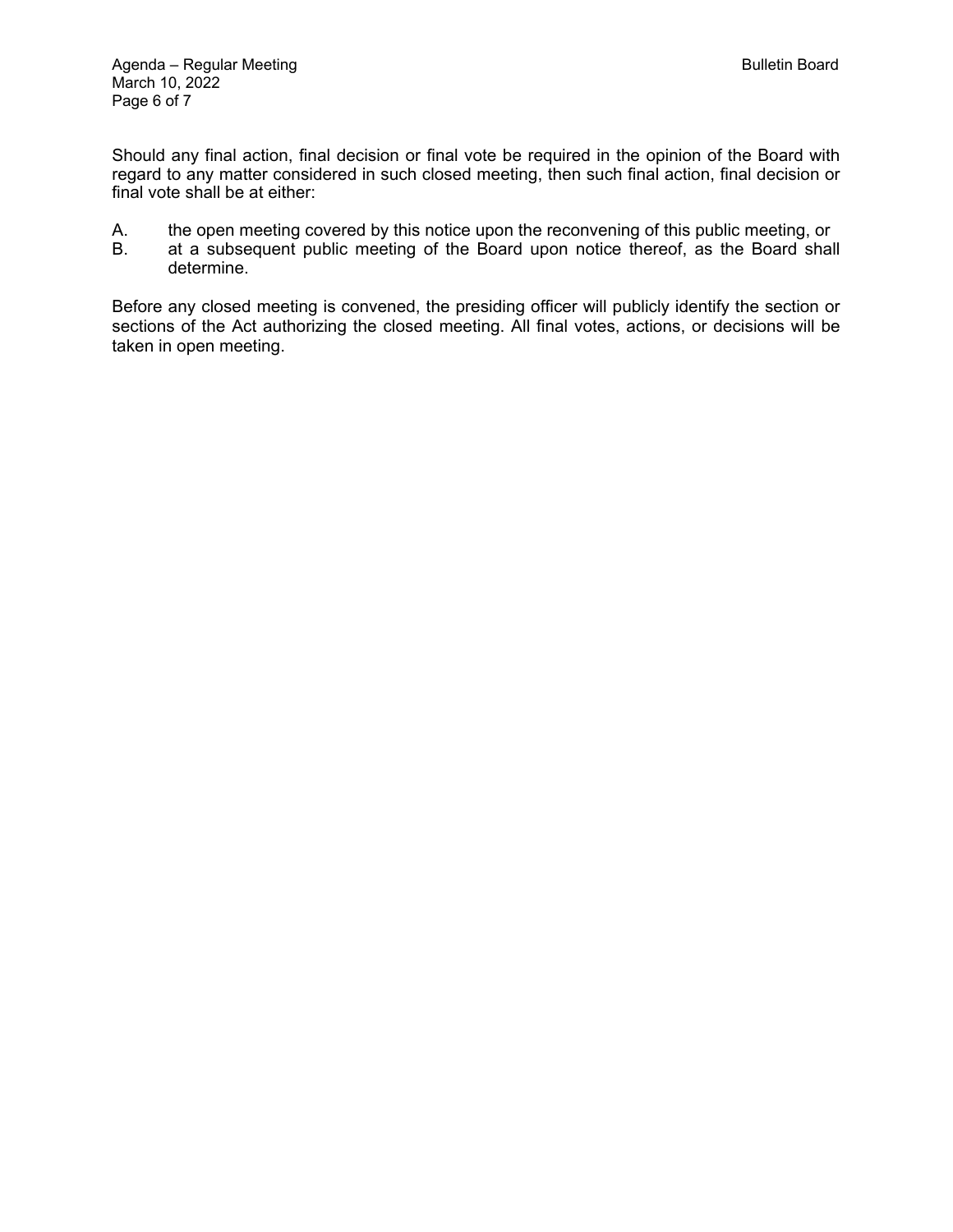Should any final action, final decision or final vote be required in the opinion of the Board with regard to any matter considered in such closed meeting, then such final action, final decision or final vote shall be at either:

A. the open meeting covered by this notice upon the reconvening of this public meeting, or
B. at a subsequent public meeting of the Board upon notice thereof, as the Board shall determine.

Before any closed meeting is convened, the presiding officer will publicly identify the section or sections of the Act authorizing the closed meeting. All final votes, actions, or decisions will be taken in open meeting.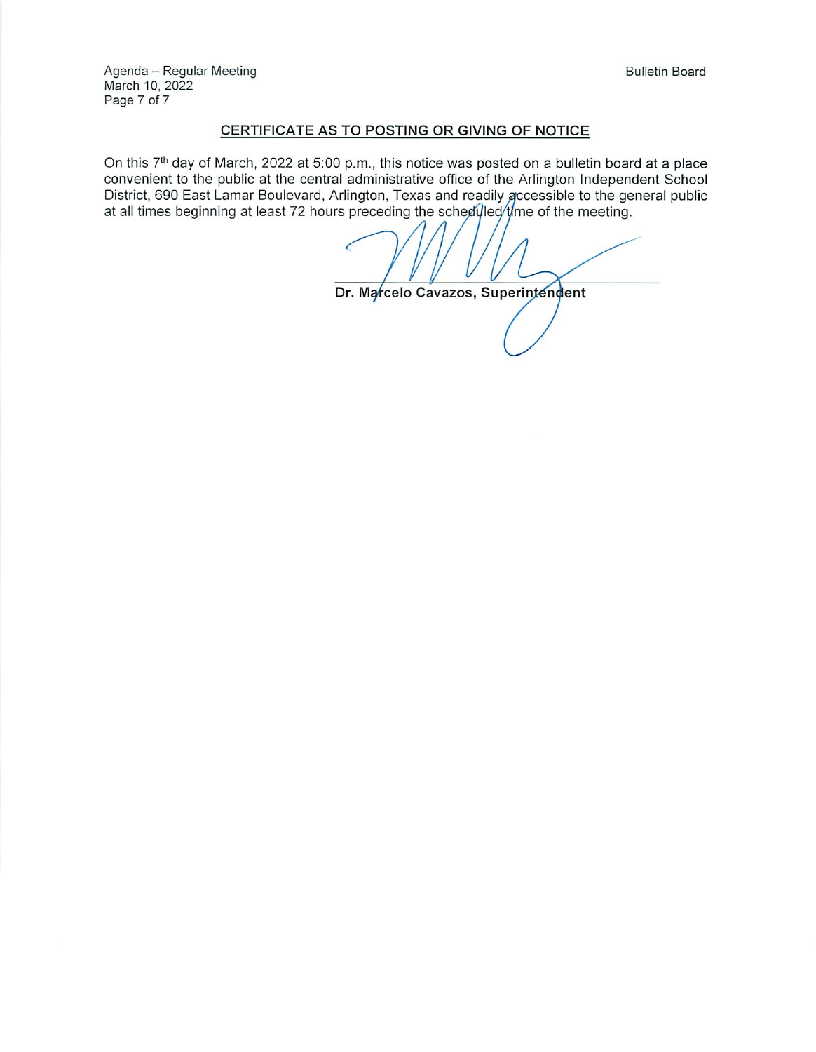## CERTIFICATE AS TO POSTING OR GIVING OF NOTICE

On this 7th day of March, 2022 at 5:00 p.m., this notice was posted on a bulletin board at a place convenient to the public at the central administrative office of the Arlington Independent School District, 690 East Lamar Boulevard, Arlington, Texas and readily accessible to the general public at all times beginning at least 72 hours preceding the scheduled time of the meeting.

**Dr. Marcelo Cavazos, Superintendent**